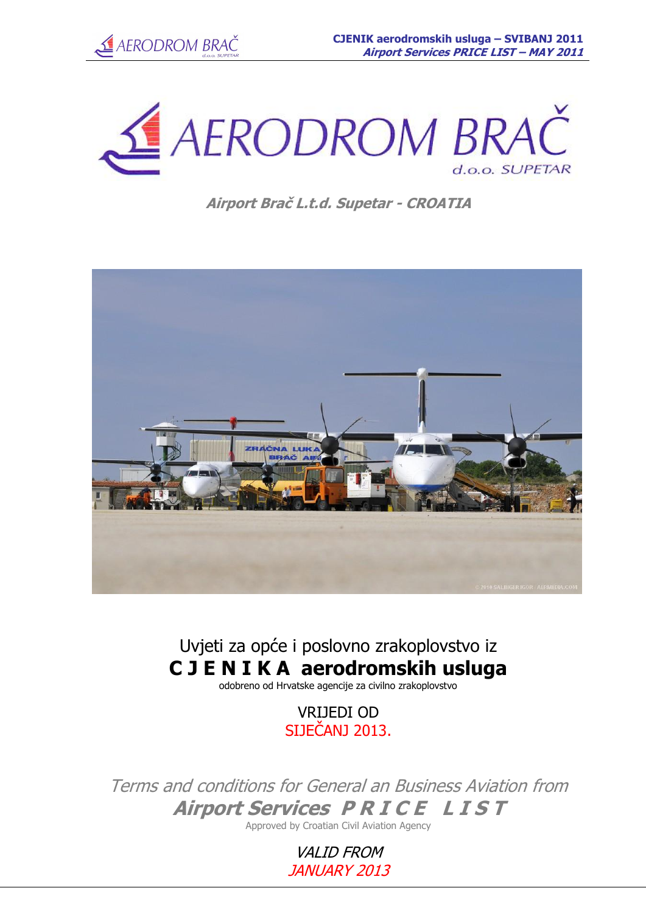# AERODROM BRAČ

d.o.o. SUPETAR

*Airport Brač L.t.d. Supetar - CROATIA*

Uvjeti za opće i poslovno zrakoplovstvo iz

## C J E N I K A aerodromskih usluga

odobreno od Hrvatske agencije za civilno zrakoplovstvo

VRIJEDI OD

SIJEČANJ 2013.

*Terms and conditions for General an Business Aviation from*

## *Airport Services P R I C E L I S T*

Approved by Croatian Civil Aviation Agency

*VALID FROM*

*JANUARY 2013*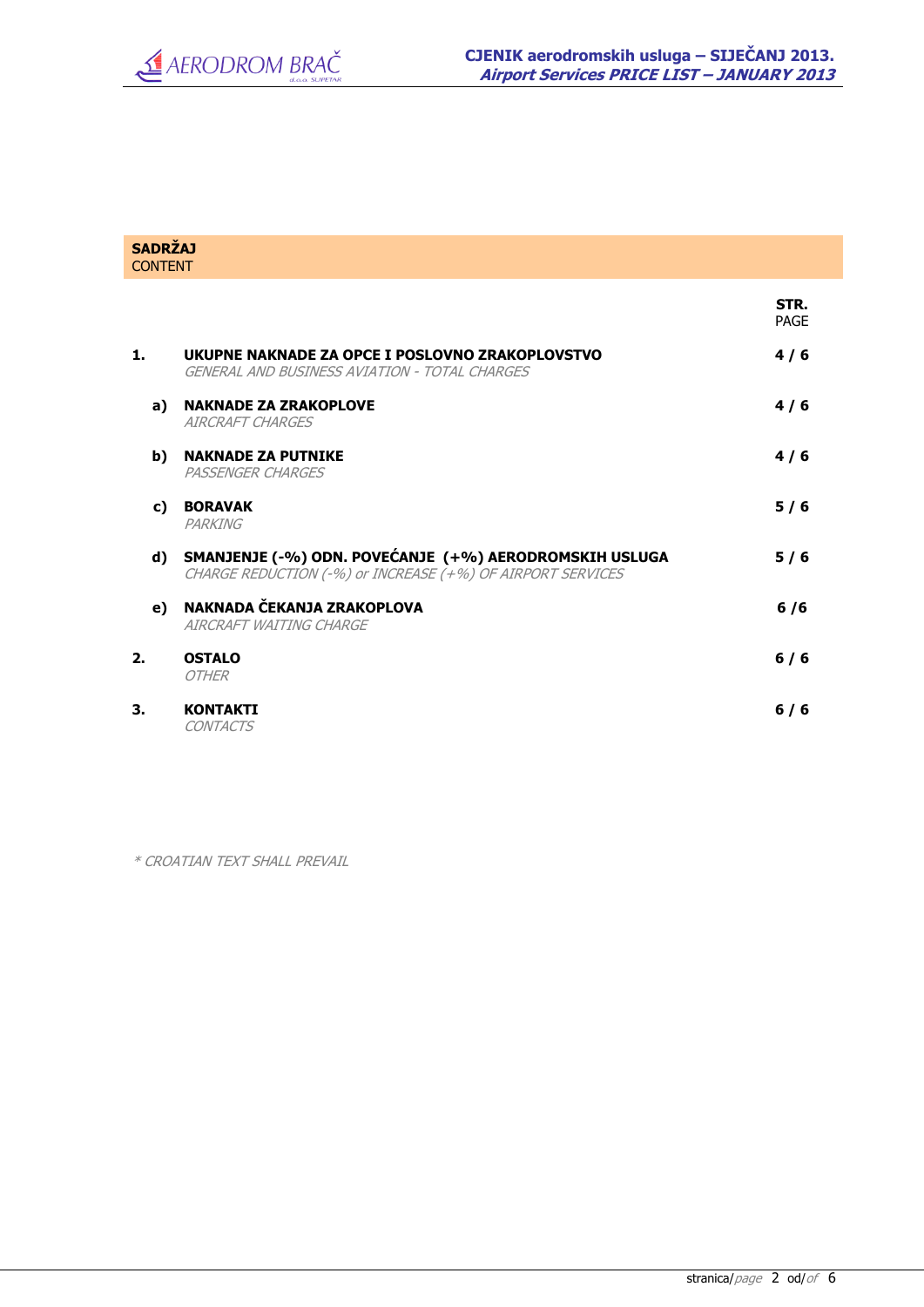## **SADRŽAJ**
CONTENT

| | | | **STR.** PAGE |
|---|---|---|---|
| **1.** | | **UKUPNE NAKNADE ZA OPCE I POSLOVNO ZRAKOPLOVSTVO** *GENERAL AND BUSINESS AVIATION - TOTAL CHARGES* | **4 / 6** |
| | **a)** | **NAKNADE ZA ZRAKOPLOVE** *AIRCRAFT CHARGES* | **4 / 6** |
| | **b)** | **NAKNADE ZA PUTNIKE** *PASSENGER CHARGES* | **4 / 6** |
| | **c)** | **BORAVAK** *PARKING* | **5 / 6** |
| | **d)** | **SMANJENJE (-%) ODN. POVEĆANJE (+%) AERODROMSKIH USLUGA** *CHARGE REDUCTION (-%) or INCREASE (+%) OF AIRPORT SERVICES* | **5 / 6** |
| | **e)** | **NAKNADA ČEKANJA ZRAKOPLOVA** *AIRCRAFT WAITING CHARGE* | **6 /6** |
| **2.** | | **OSTALO** *OTHER* | **6 / 6** |
| **3.** | | **KONTAKTI** *CONTACTS* | **6 / 6** |

*\* CROATIAN TEXT SHALL PREVAIL*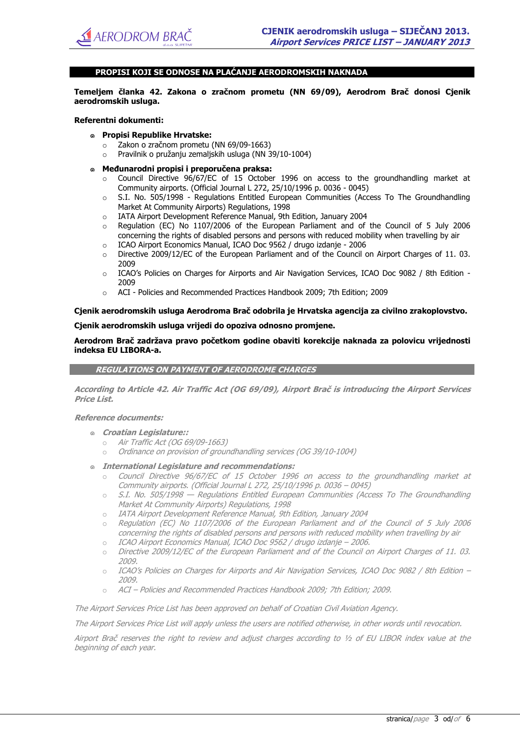## PROPISI KOJI SE ODNOSE NA PLAĆANJE AERODROMSKIH NAKNADA

**Temeljem članka 42. Zakona o zračnom prometu (NN 69/09), Aerodrom Brač donosi Cjenik aerodromskih usluga.**

**Referentni dokumenti:**

- **Propisi Republike Hrvatske:**
  - Zakon o zračnom prometu (NN 69/09-1663)
  - Pravilnik o pružanju zemaljskih usluga (NN 39/10-1004)
- **Međunarodni propisi i preporučena praksa:**
  - Council Directive 96/67/EC of 15 October 1996 on access to the groundhandling market at Community airports. (Official Journal L 272, 25/10/1996 p. 0036 - 0045)
  - S.I. No. 505/1998 - Regulations Entitled European Communities (Access To The Groundhandling Market At Community Airports) Regulations, 1998
  - IATA Airport Development Reference Manual, 9th Edition, January 2004
  - Regulation (EC) No 1107/2006 of the European Parliament and of the Council of 5 July 2006 concerning the rights of disabled persons and persons with reduced mobility when travelling by air
  - ICAO Airport Economics Manual, ICAO Doc 9562 / drugo izdanje - 2006
  - Directive 2009/12/EC of the European Parliament and of the Council on Airport Charges of 11. 03. 2009
  - ICAO's Policies on Charges for Airports and Air Navigation Services, ICAO Doc 9082 / 8th Edition - 2009
  - ACI - Policies and Recommended Practices Handbook 2009; 7th Edition; 2009

**Cjenik aerodromskih usluga Aerodroma Brač odobrila je Hrvatska agencija za civilno zrakoplovstvo.**

**Cjenik aerodromskih usluga vrijedi do opoziva odnosno promjene.**

**Aerodrom Brač zadržava pravo početkom godine obaviti korekcije naknada za polovicu vrijednosti indeksa EU LIBORA-a.**

## *REGULATIONS ON PAYMENT OF AERODROME CHARGES*

***According to Article 42. Air Traffic Act (OG 69/09), Airport Brač is introducing the Airport Services Price List.***

***Reference documents:***

- ***Croatian Legislature::***
  - *Air Traffic Act (OG 69/09-1663)*
  - *Ordinance on provision of groundhandling services (OG 39/10-1004)*
- ***International Legislature and recommendations:***
  - *Council Directive 96/67/EC of 15 October 1996 on access to the groundhandling market at Community airports. (Official Journal L 272, 25/10/1996 p. 0036 – 0045)*
  - *S.I. No. 505/1998 — Regulations Entitled European Communities (Access To The Groundhandling Market At Community Airports) Regulations, 1998*
  - *IATA Airport Development Reference Manual, 9th Edition, January 2004*
  - *Regulation (EC) No 1107/2006 of the European Parliament and of the Council of 5 July 2006 concerning the rights of disabled persons and persons with reduced mobility when travelling by air*
  - *ICAO Airport Economics Manual, ICAO Doc 9562 / drugo izdanje – 2006.*
  - *Directive 2009/12/EC of the European Parliament and of the Council on Airport Charges of 11. 03. 2009.*
  - *ICAO's Policies on Charges for Airports and Air Navigation Services, ICAO Doc 9082 / 8th Edition – 2009.*
  - *ACI – Policies and Recommended Practices Handbook 2009; 7th Edition; 2009.*

*The Airport Services Price List has been approved on behalf of Croatian Civil Aviation Agency.*

*The Airport Services Price List will apply unless the users are notified otherwise, in other words until revocation.*

*Airport Brač reserves the right to review and adjust charges according to ½ of EU LIBOR index value at the beginning of each year.*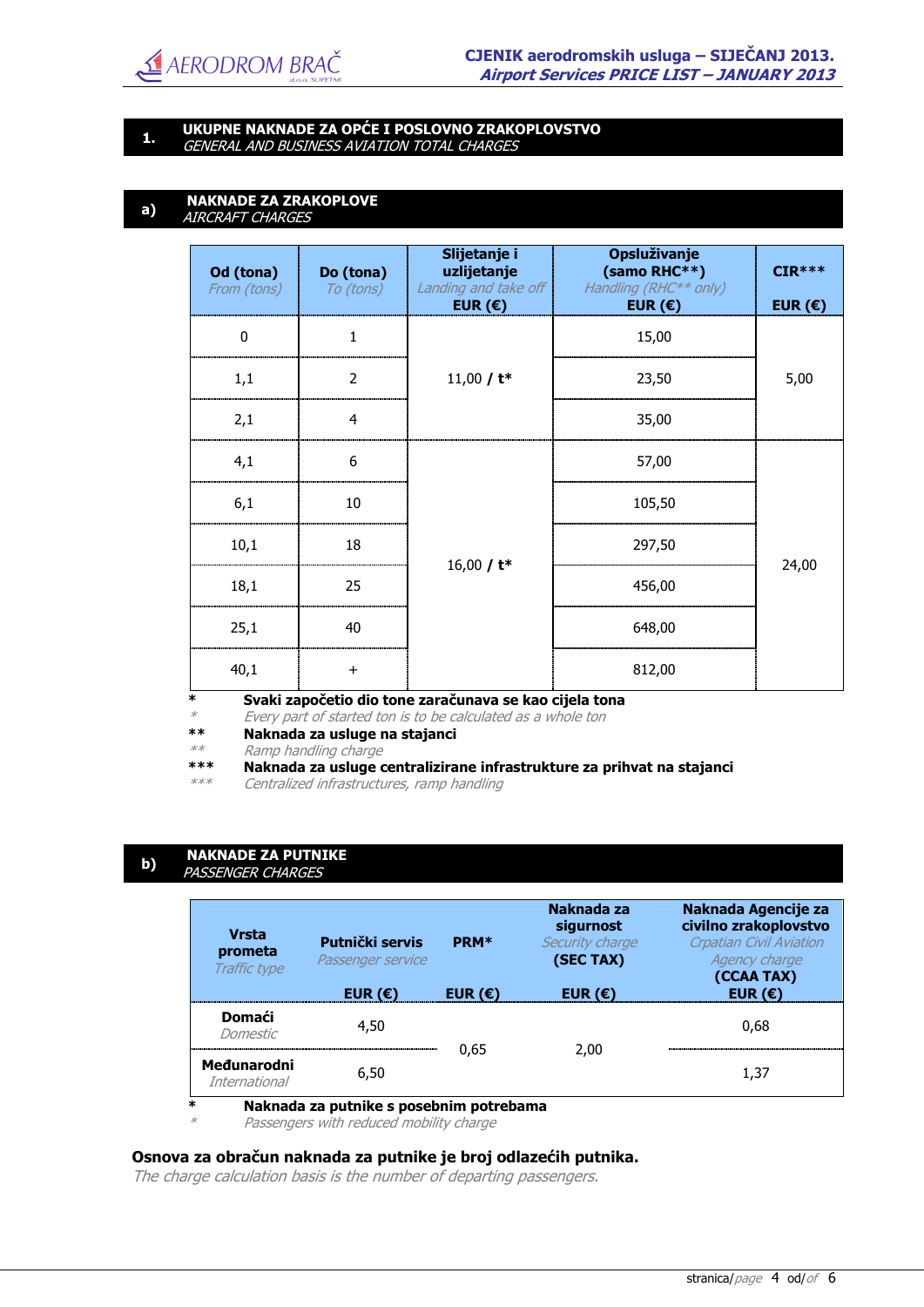## 1. UKUPNE NAKNADE ZA OPĆE I POSLOVNO ZRAKOPLOVSTVO
*GENERAL AND BUSINESS AVIATION TOTAL CHARGES*

### a) NAKNADE ZA ZRAKOPLOVE
*AIRCRAFT CHARGES*

| Od (tona) *From (tons)* | Do (tona) *To (tons)* | Slijetanje i uzlijetanje *Landing and take off* EUR (€) | Opsluživanje (samo RHC**) *Handling (RHC** only)* EUR (€) | CIR*** EUR (€) |
|---|---|---|---|---|
| 0 | 1 | 11,00 / t* | 15,00 | 5,00 |
| 1,1 | 2 | | 23,50 | |
| 2,1 | 4 | | 35,00 | |
| 4,1 | 6 | 16,00 / t* | 57,00 | 24,00 |
| 6,1 | 10 | | 105,50 | |
| 10,1 | 18 | | 297,50 | |
| 18,1 | 25 | | 456,00 | |
| 25,1 | 40 | | 648,00 | |
| 40,1 | + | | 812,00 | |

\* **Svaki započetio dio tone zaračunava se kao cijela tona**
*Every part of started ton is to be calculated as a whole ton*

\** **Naknada za usluge na stajanci**
*Ramp handling charge*

\*** **Naknada za usluge centralizirane infrastrukture za prihvat na stajanci**
*Centralized infrastructures, ramp handling*

### b) NAKNADE ZA PUTNIKE
*PASSENGER CHARGES*

| Vrsta prometa *Traffic type* | Putnički servis *Passenger service* EUR (€) | PRM* EUR (€) | Naknada za sigurnost *Security charge* (SEC TAX) EUR (€) | Naknada Agencije za civilno zrakoplovstvo *Crpatian Civil Aviation Agency charge* (CCAA TAX) EUR (€) |
|---|---|---|---|---|
| **Domaći** *Domestic* | 4,50 | 0,65 | 2,00 | 0,68 |
| **Međunarodni** *International* | 6,50 | | | 1,37 |

\* **Naknada za putnike s posebnim potrebama**
*Passengers with reduced mobility charge*

**Osnova za obračun naknada za putnike je broj odlazećih putnika.**
*The charge calculation basis is the number of departing passengers.*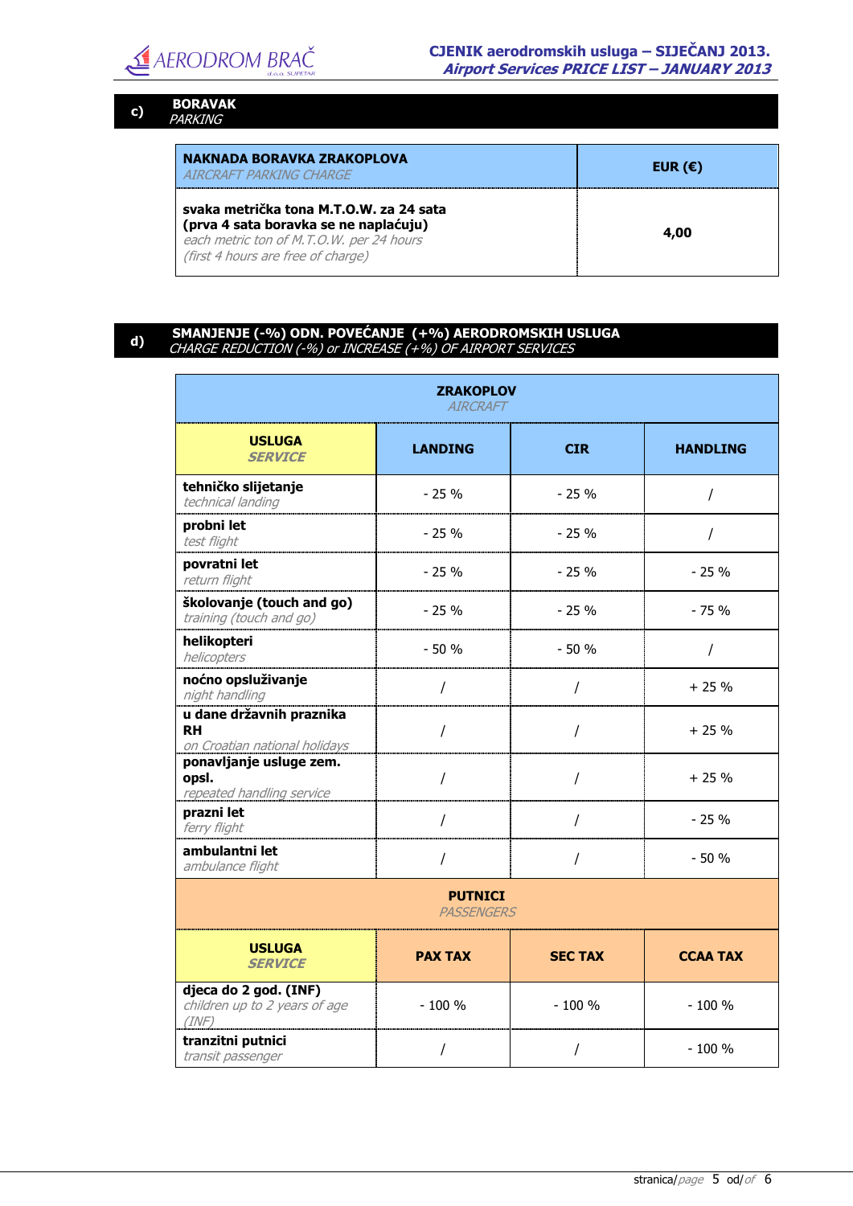## c) BORAVAK
*PARKING*

| NAKNADA BORAVKA ZRAKOPLOVA *AIRCRAFT PARKING CHARGE* | EUR (€) |
|---|---|
| **svaka metrička tona M.T.O.W. za 24 sata (prva 4 sata boravka se ne naplaćuju)** *each metric ton of M.T.O.W. per 24 hours (first 4 hours are free of charge)* | 4,00 |

## d) SMANJENJE (-%) ODN. POVEĆANJE (+%) AERODROMSKIH USLUGA
*CHARGE REDUCTION (-%) or INCREASE (+%) OF AIRPORT SERVICES*

| ZRAKOPLOV *AIRCRAFT* | | | |
|---|---|---|---|
| **USLUGA** *SERVICE* | **LANDING** | **CIR** | **HANDLING** |
| **tehničko slijetanje** *technical landing* | - 25 % | - 25 % | / |
| **probni let** *test flight* | - 25 % | - 25 % | / |
| **povratni let** *return flight* | - 25 % | - 25 % | - 25 % |
| **školovanje (touch and go)** *training (touch and go)* | - 25 % | - 25 % | - 75 % |
| **helikopteri** *helicopters* | - 50 % | - 50 % | / |
| **noćno opsluživanje** *night handling* | / | / | + 25 % |
| **u dane državnih praznika RH** *on Croatian national holidays* | / | / | + 25 % |
| **ponavljanje usluge zem. opsl.** *repeated handling service* | / | / | + 25 % |
| **prazni let** *ferry flight* | / | / | - 25 % |
| **ambulantni let** *ambulance flight* | / | / | - 50 % |
| **PUTNICI** *PASSENGERS* | | | |
| **USLUGA** *SERVICE* | **PAX TAX** | **SEC TAX** | **CCAA TAX** |
| **djeca do 2 god. (INF)** *children up to 2 years of age (INF)* | - 100 % | - 100 % | - 100 % |
| **tranzitni putnici** *transit passenger* | / | / | - 100 % |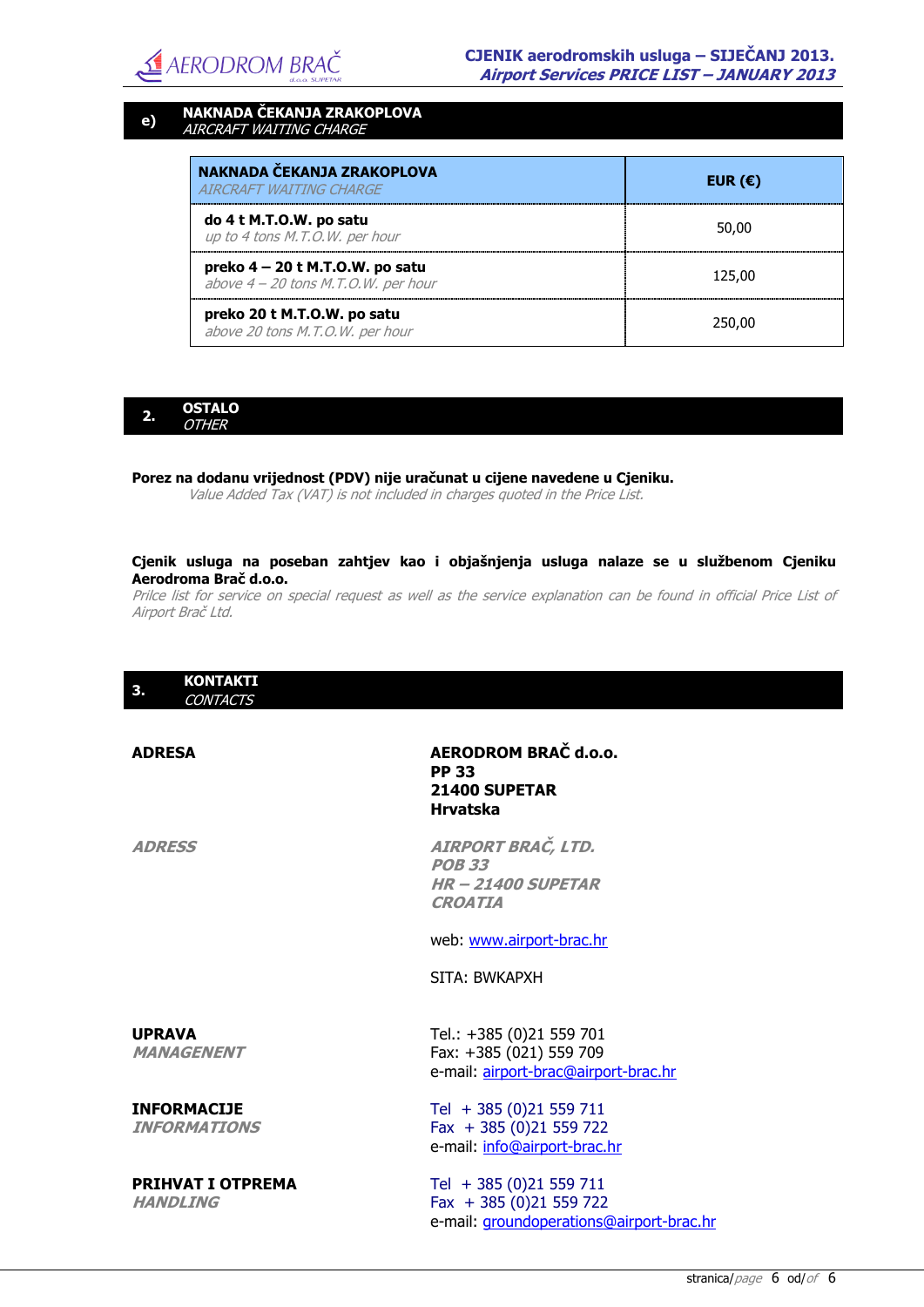## e) NAKNADA ČEKANJA ZRAKOPLOVA
*AIRCRAFT WAITING CHARGE*

| **NAKNADA ČEKANJA ZRAKOPLOVA** *AIRCRAFT WAITING CHARGE* | **EUR (€)** |
|---|---|
| **do 4 t M.T.O.W. po satu** *up to 4 tons M.T.O.W. per hour* | 50,00 |
| **preko 4 – 20 t M.T.O.W. po satu** *above 4 – 20 tons M.T.O.W. per hour* | 125,00 |
| **preko 20 t M.T.O.W. po satu** *above 20 tons M.T.O.W. per hour* | 250,00 |

## 2. OSTALO
*OTHER*

**Porez na dodanu vrijednost (PDV) nije uračunat u cijene navedene u Cjeniku.**
*Value Added Tax (VAT) is not included in charges quoted in the Price List.*

**Cjenik usluga na poseban zahtjev kao i objašnjenja usluga nalaze se u službenom Cjeniku Aerodroma Brač d.o.o.**
*Prilce list for service on special request as well as the service explanation can be found in official Price List of Airport Brač Ltd.*

## 3. KONTAKTI
*CONTACTS*

**ADRESA**

**AERODROM BRAČ d.o.o.**
**PP 33**
**21400 SUPETAR**
**Hrvatska**

***ADRESS***

***AIRPORT BRAČ, LTD.***
***POB 33***
***HR – 21400 SUPETAR***
***CROATIA***

web: www.airport-brac.hr

SITA: BWKAPXH

**UPRAVA**
***MANAGENENT***

Tel.: +385 (0)21 559 701
Fax: +385 (021) 559 709
e-mail: airport-brac@airport-brac.hr

**INFORMACIJE**
***INFORMATIONS***

Tel + 385 (0)21 559 711
Fax + 385 (0)21 559 722
e-mail: info@airport-brac.hr

**PRIHVAT I OTPREMA**
***HANDLING***

Tel + 385 (0)21 559 711
Fax + 385 (0)21 559 722
e-mail: groundoperations@airport-brac.hr